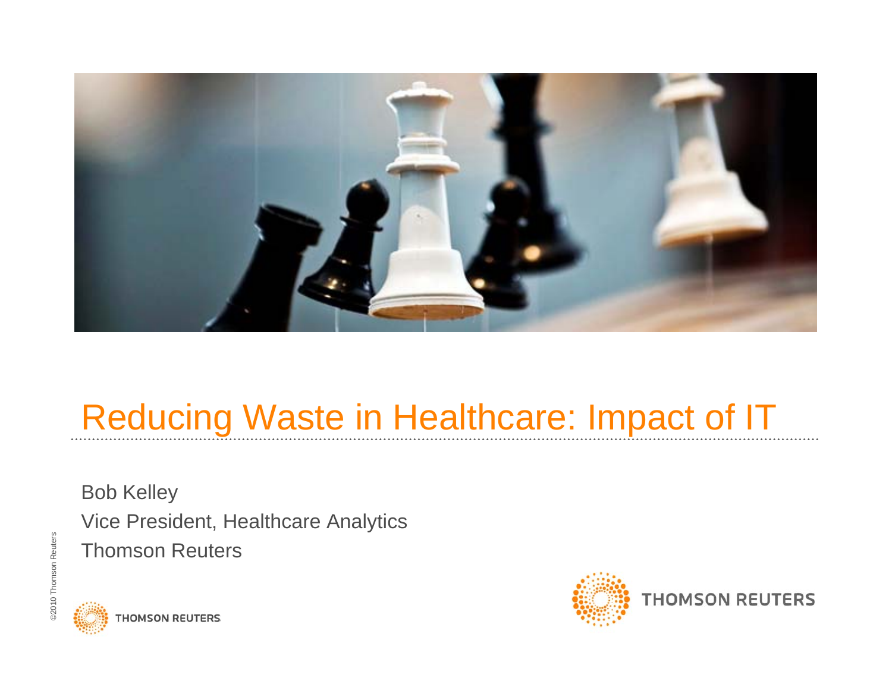# Reducing Waste in Healthcare: Impact of IT

Bob Kelley

Vice President, Healthcare Analytics

Thomson Reuters

©2010 Thomson Reuters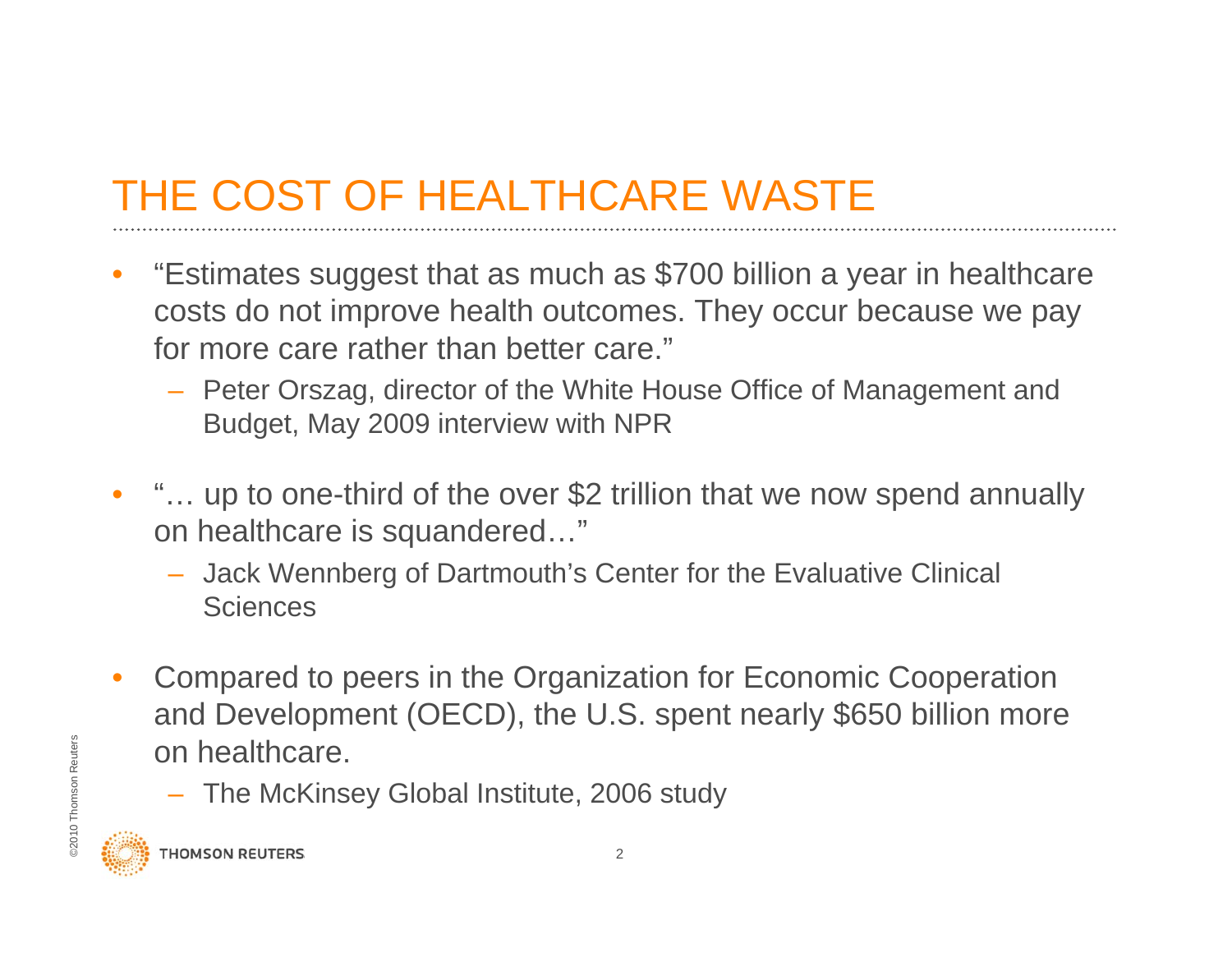# THE COST OF HEALTHCARE WASTE

- "Estimates suggest that as much as $700 billion a year in healthcare costs do not improve health outcomes. They occur because we pay for more care rather than better care."
  - Peter Orszag, director of the White House Office of Management and Budget, May 2009 interview with NPR

- "… up to one-third of the over $2 trillion that we now spend annually on healthcare is squandered…"
  - Jack Wennberg of Dartmouth's Center for the Evaluative Clinical Sciences

- Compared to peers in the Organization for Economic Cooperation and Development (OECD), the U.S. spent nearly $650 billion more on healthcare.
  - The McKinsey Global Institute, 2006 study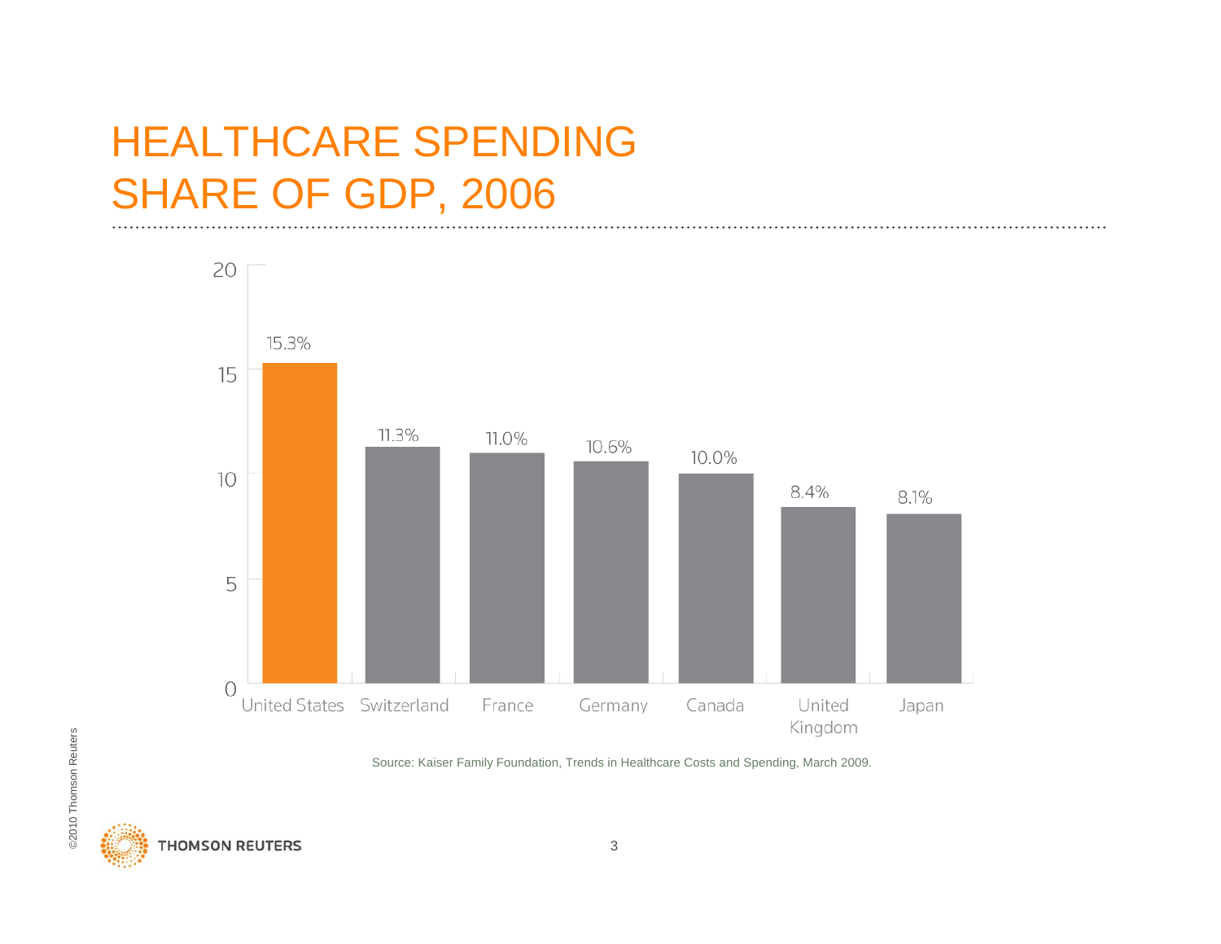# HEALTHCARE SPENDING SHARE OF GDP, 2006

| Country | Share of GDP |
| --- | --- |
| United States | 15.3% |
| Switzerland | 11.3% |
| France | 11.0% |
| Germany | 10.6% |
| Canada | 10.0% |
| United Kingdom | 8.4% |
| Japan | 8.1% |

Source: Kaiser Family Foundation, Trends in Healthcare Costs and Spending, March 2009.

©2010 Thomson Reuters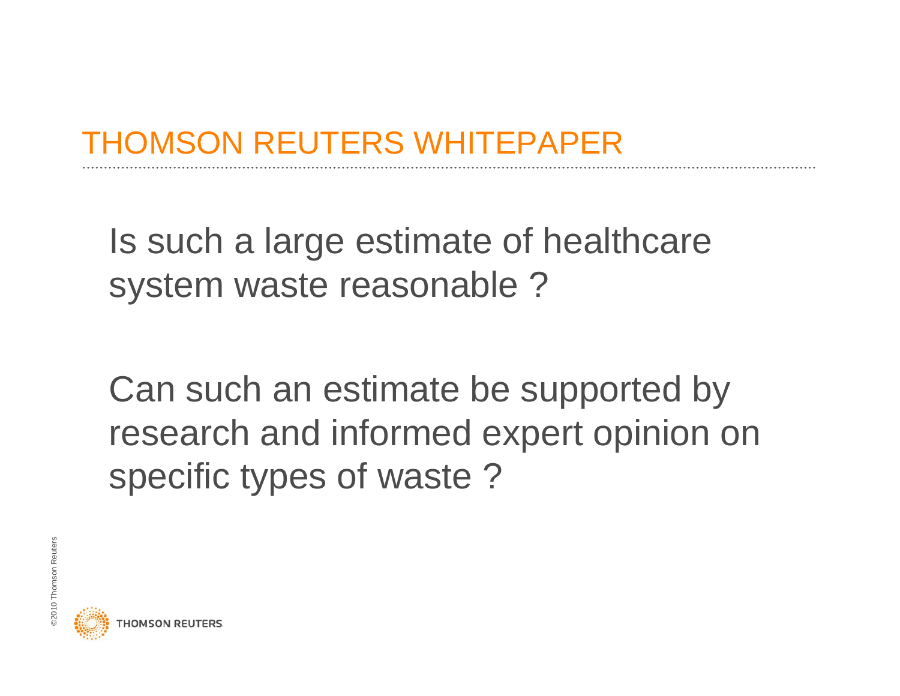Is such a large estimate of healthcare system waste reasonable ?

Can such an estimate be supported by research and informed expert opinion on specific types of waste ?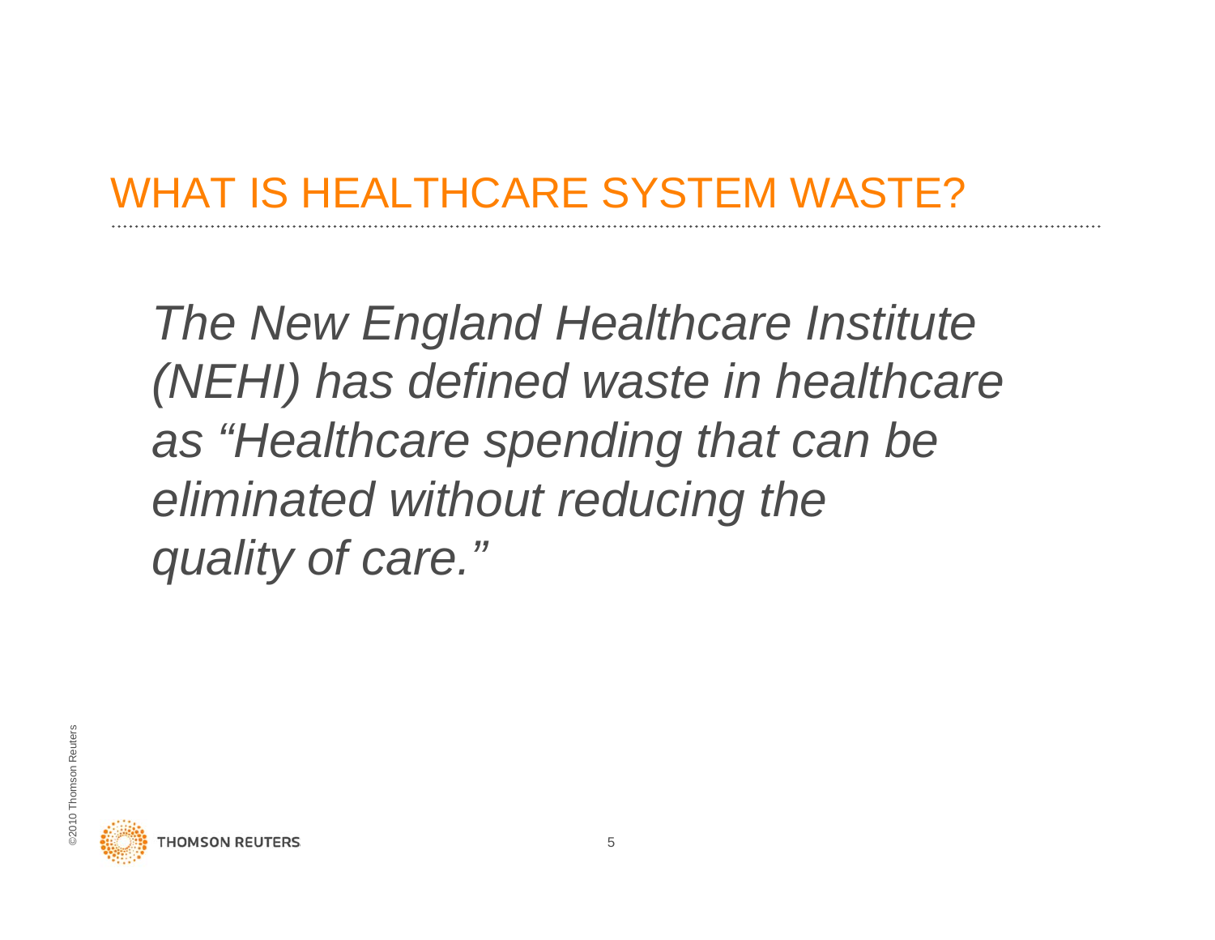# WHAT IS HEALTHCARE SYSTEM WASTE?

*The New England Healthcare Institute (NEHI) has defined waste in healthcare as "Healthcare spending that can be eliminated without reducing the quality of care."*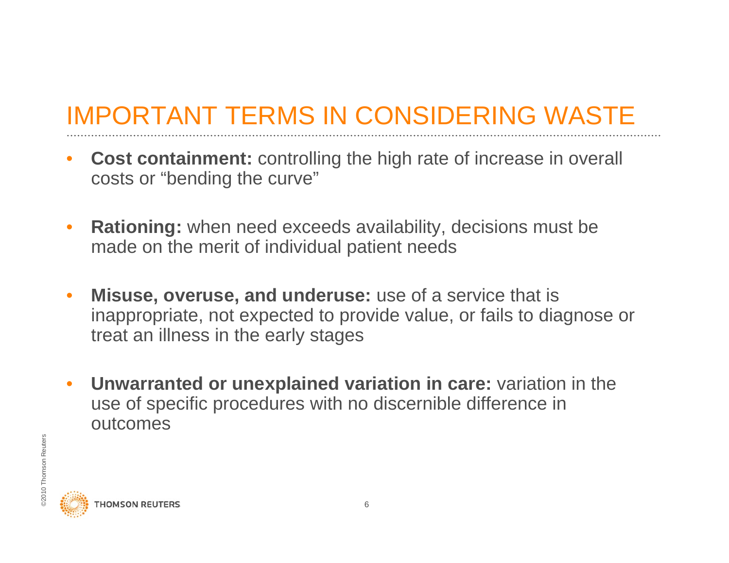# IMPORTANT TERMS IN CONSIDERING WASTE

- **Cost containment:** controlling the high rate of increase in overall costs or “bending the curve”
- **Rationing:** when need exceeds availability, decisions must be made on the merit of individual patient needs
- **Misuse, overuse, and underuse:** use of a service that is inappropriate, not expected to provide value, or fails to diagnose or treat an illness in the early stages
- **Unwarranted or unexplained variation in care:** variation in the use of specific procedures with no discernible difference in outcomes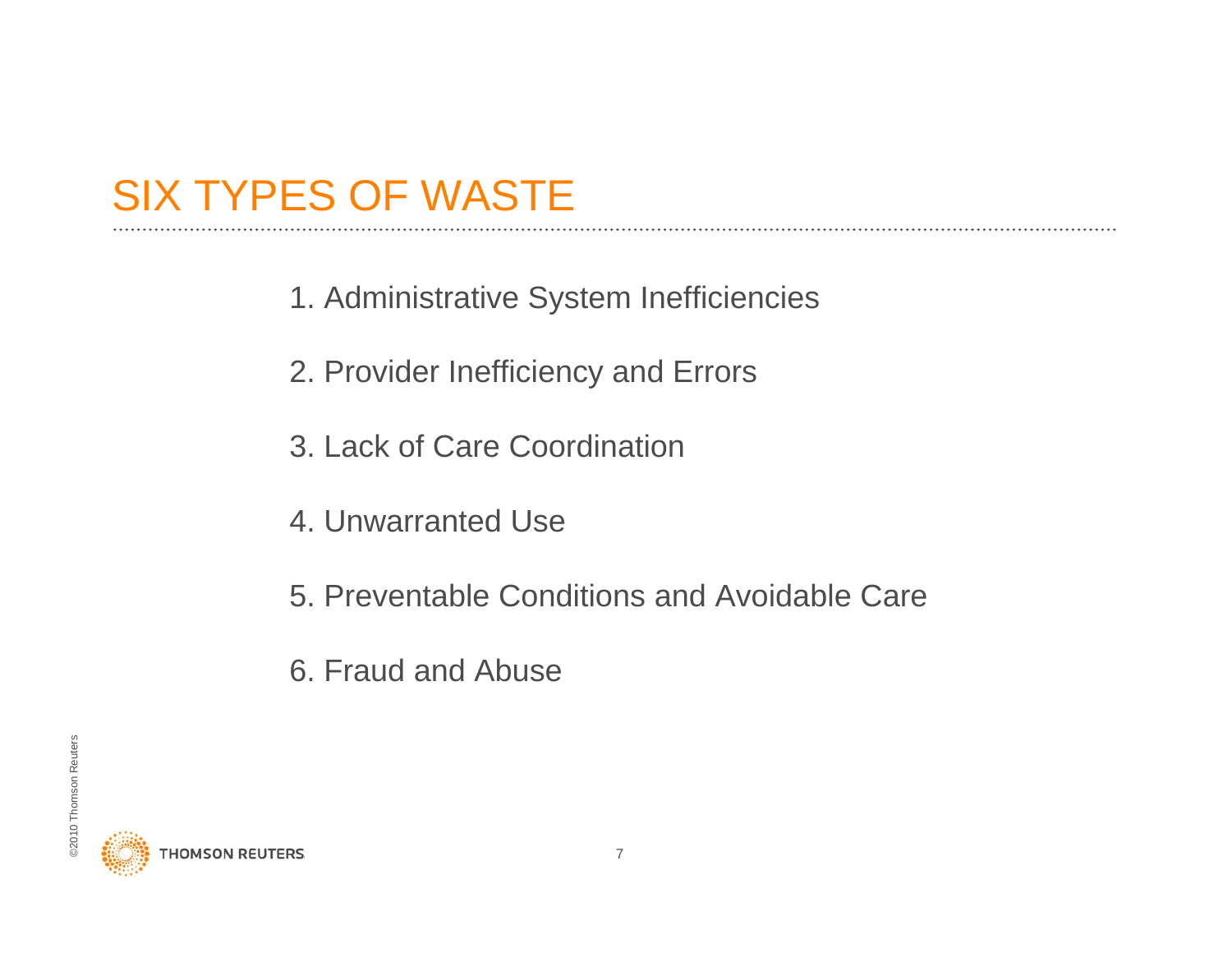# SIX TYPES OF WASTE

1. Administrative System Inefficiencies
2. Provider Inefficiency and Errors
3. Lack of Care Coordination
4. Unwarranted Use
5. Preventable Conditions and Avoidable Care
6. Fraud and Abuse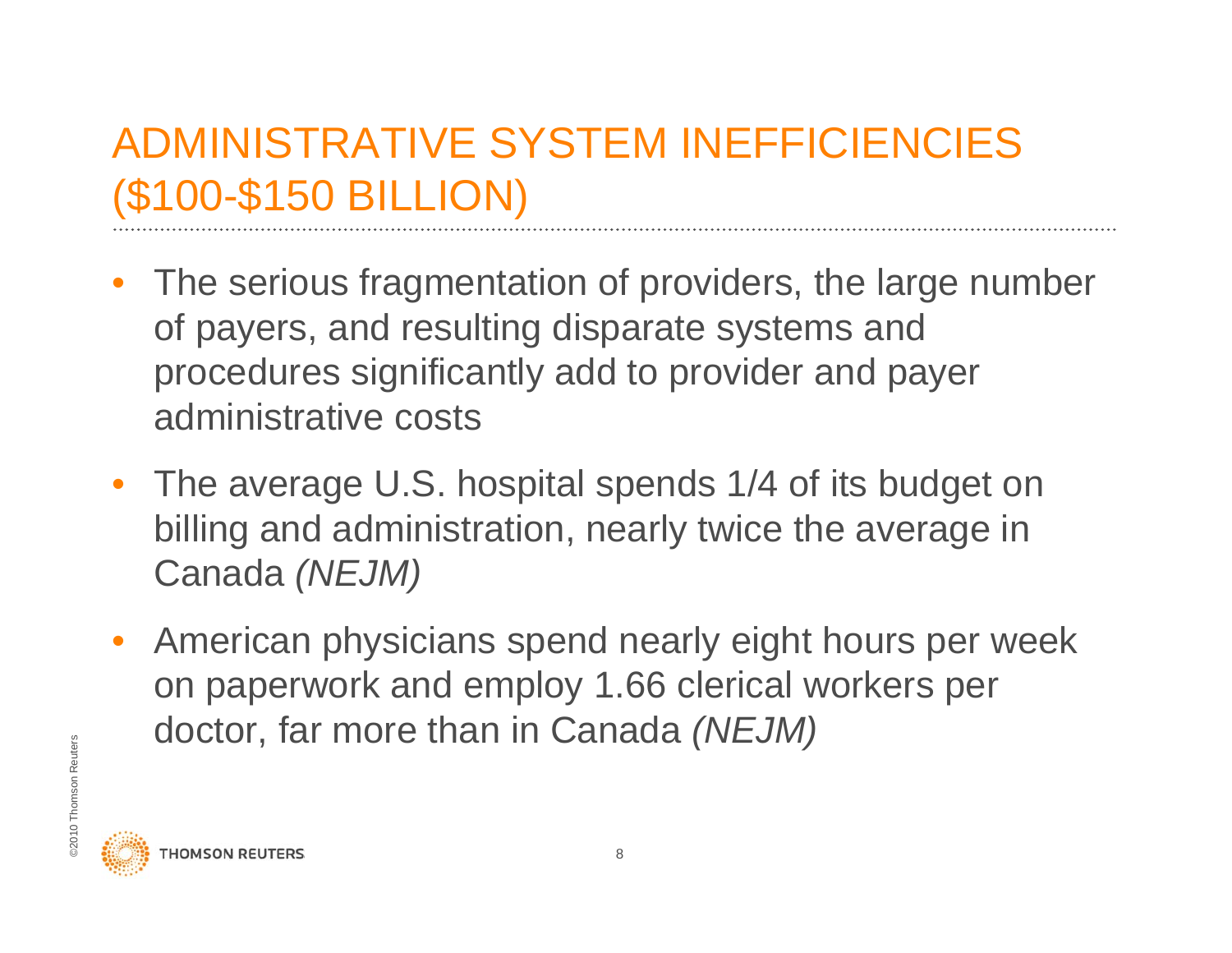# ADMINISTRATIVE SYSTEM INEFFICIENCIES ($100-$150 BILLION)

- The serious fragmentation of providers, the large number of payers, and resulting disparate systems and procedures significantly add to provider and payer administrative costs
- The average U.S. hospital spends 1/4 of its budget on billing and administration, nearly twice the average in Canada *(NEJM)*
- American physicians spend nearly eight hours per week on paperwork and employ 1.66 clerical workers per doctor, far more than in Canada *(NEJM)*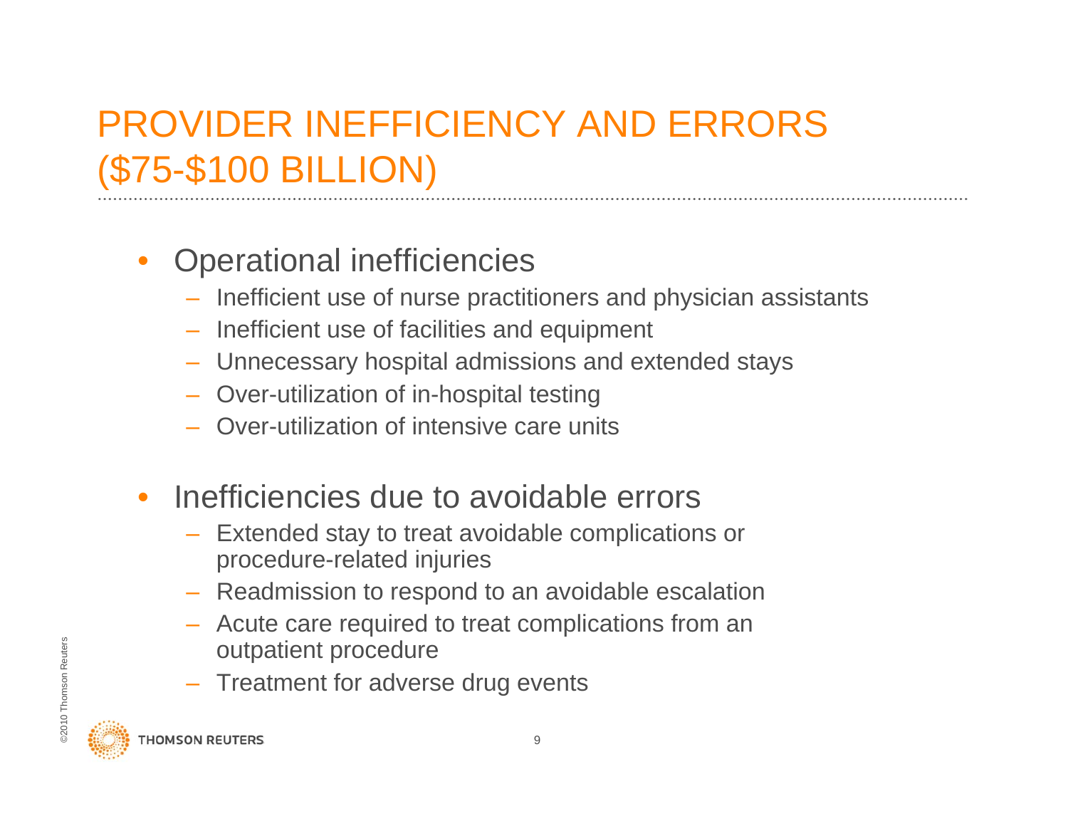# PROVIDER INEFFICIENCY AND ERRORS ($75-$100 BILLION)

- Operational inefficiencies
  - Inefficient use of nurse practitioners and physician assistants
  - Inefficient use of facilities and equipment
  - Unnecessary hospital admissions and extended stays
  - Over-utilization of in-hospital testing
  - Over-utilization of intensive care units

- Inefficiencies due to avoidable errors
  - Extended stay to treat avoidable complications or procedure-related injuries
  - Readmission to respond to an avoidable escalation
  - Acute care required to treat complications from an outpatient procedure
  - Treatment for adverse drug events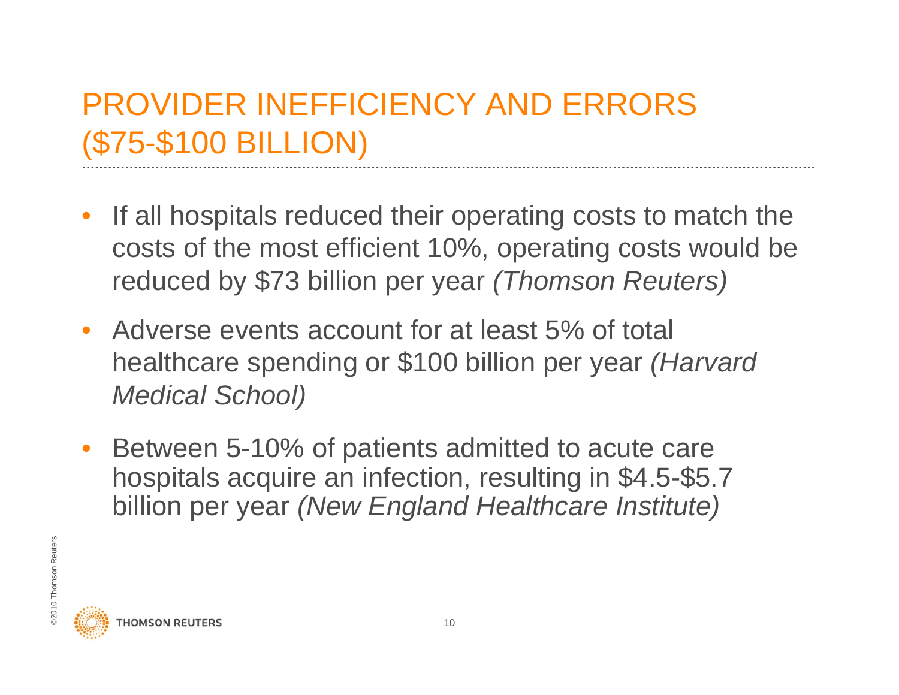# PROVIDER INEFFICIENCY AND ERRORS ($75-$100 BILLION)

- If all hospitals reduced their operating costs to match the costs of the most efficient 10%, operating costs would be reduced by $73 billion per year *(Thomson Reuters)*
- Adverse events account for at least 5% of total healthcare spending or $100 billion per year *(Harvard Medical School)*
- Between 5-10% of patients admitted to acute care hospitals acquire an infection, resulting in $4.5-$5.7 billion per year *(New England Healthcare Institute)*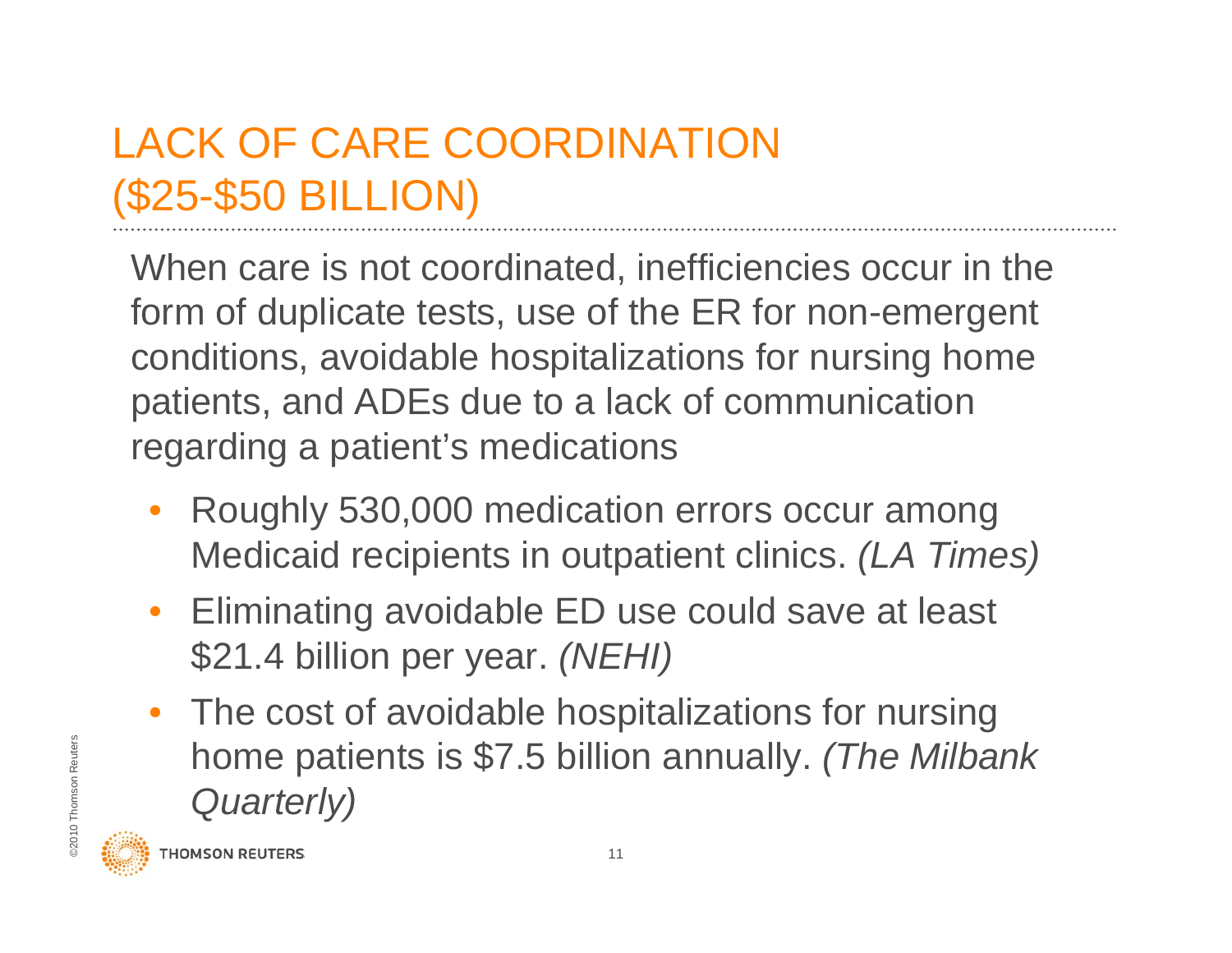# LACK OF CARE COORDINATION ($25-$50 BILLION)

When care is not coordinated, inefficiencies occur in the form of duplicate tests, use of the ER for non-emergent conditions, avoidable hospitalizations for nursing home patients, and ADEs due to a lack of communication regarding a patient's medications

- Roughly 530,000 medication errors occur among Medicaid recipients in outpatient clinics. *(LA Times)*
- Eliminating avoidable ED use could save at least $21.4 billion per year. *(NEHI)*
- The cost of avoidable hospitalizations for nursing home patients is $7.5 billion annually. *(The Milbank Quarterly)*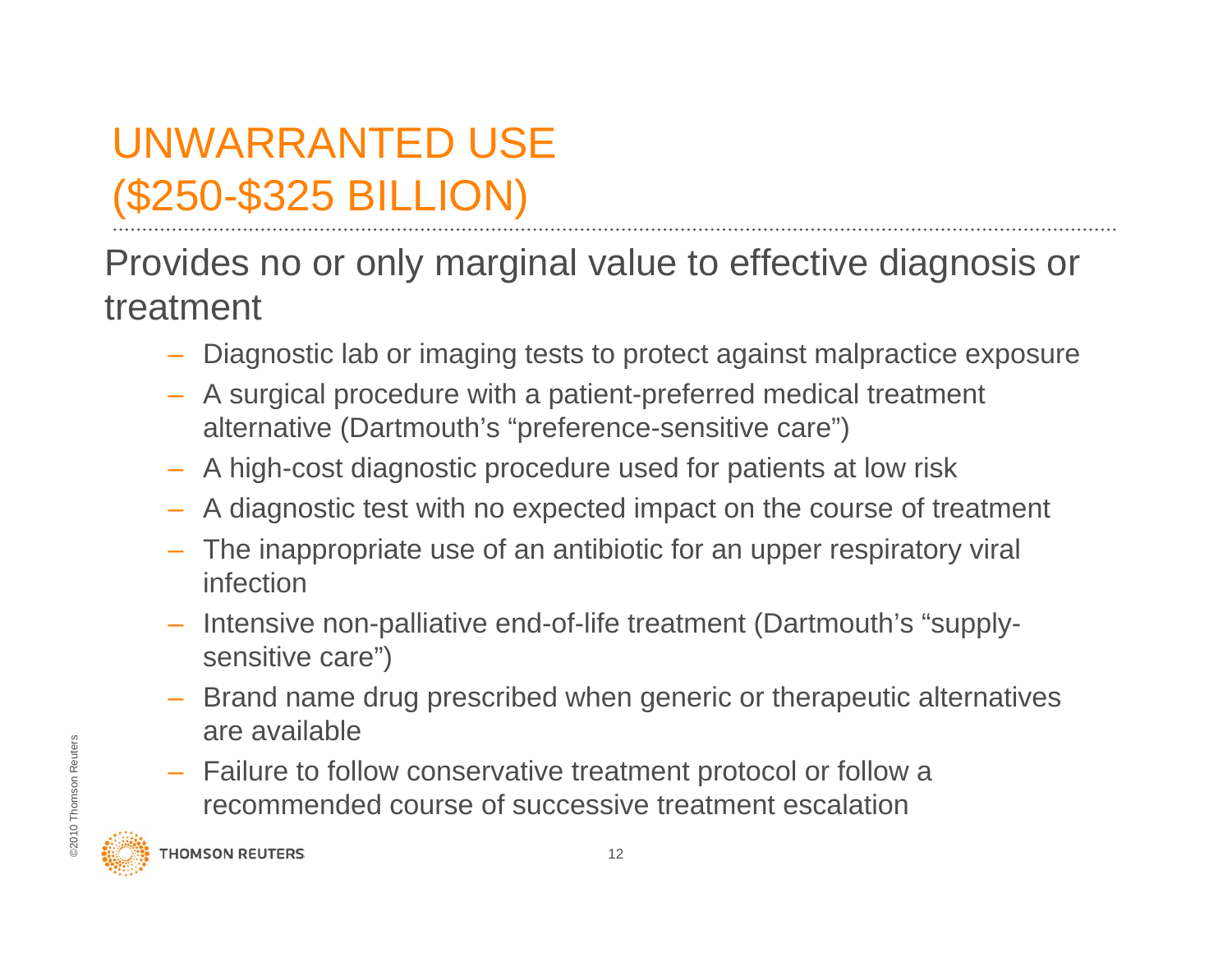# UNWARRANTED USE ($250-$325 BILLION)

Provides no or only marginal value to effective diagnosis or treatment

- Diagnostic lab or imaging tests to protect against malpractice exposure
- A surgical procedure with a patient-preferred medical treatment alternative (Dartmouth's "preference-sensitive care")
- A high-cost diagnostic procedure used for patients at low risk
- A diagnostic test with no expected impact on the course of treatment
- The inappropriate use of an antibiotic for an upper respiratory viral infection
- Intensive non-palliative end-of-life treatment (Dartmouth's "supply-sensitive care")
- Brand name drug prescribed when generic or therapeutic alternatives are available
- Failure to follow conservative treatment protocol or follow a recommended course of successive treatment escalation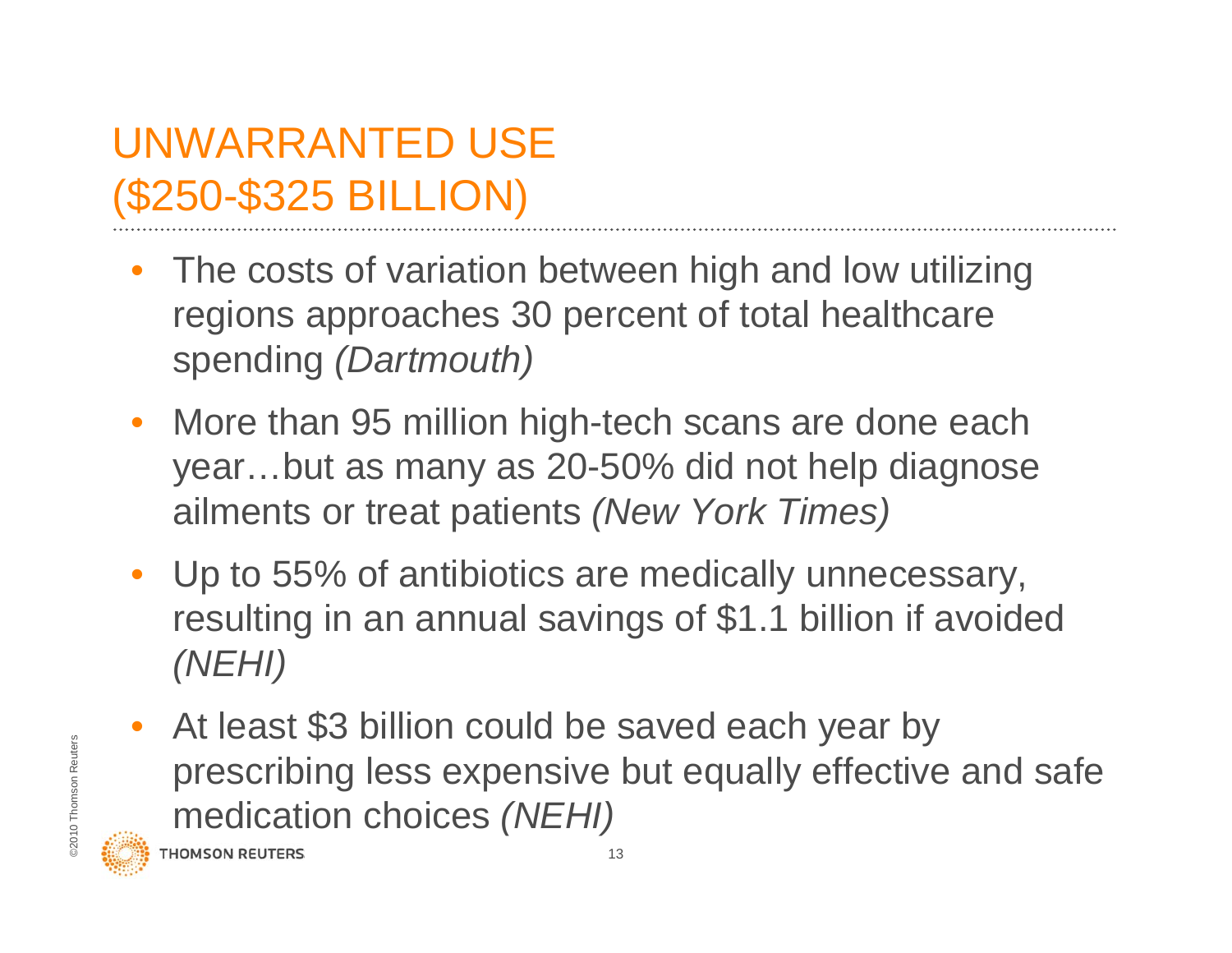# UNWARRANTED USE
# ($250-$325 BILLION)

- The costs of variation between high and low utilizing regions approaches 30 percent of total healthcare spending *(Dartmouth)*
- More than 95 million high-tech scans are done each year…but as many as 20-50% did not help diagnose ailments or treat patients *(New York Times)*
- Up to 55% of antibiotics are medically unnecessary, resulting in an annual savings of $1.1 billion if avoided *(NEHI)*
- At least $3 billion could be saved each year by prescribing less expensive but equally effective and safe medication choices *(NEHI)*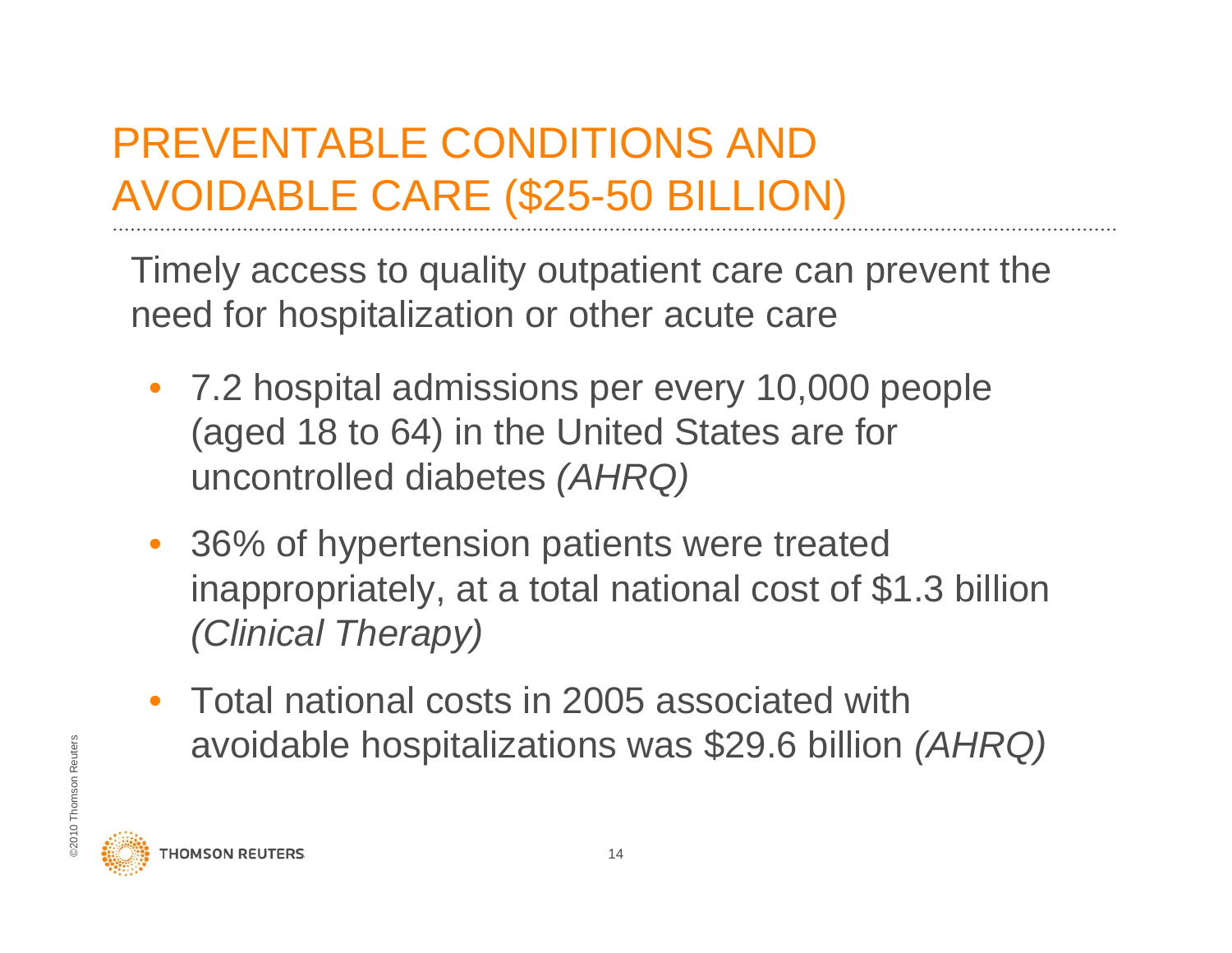# PREVENTABLE CONDITIONS AND AVOIDABLE CARE ($25-50 BILLION)

Timely access to quality outpatient care can prevent the need for hospitalization or other acute care

- 7.2 hospital admissions per every 10,000 people (aged 18 to 64) in the United States are for uncontrolled diabetes *(AHRQ)*
- 36% of hypertension patients were treated inappropriately, at a total national cost of $1.3 billion *(Clinical Therapy)*
- Total national costs in 2005 associated with avoidable hospitalizations was $29.6 billion *(AHRQ)*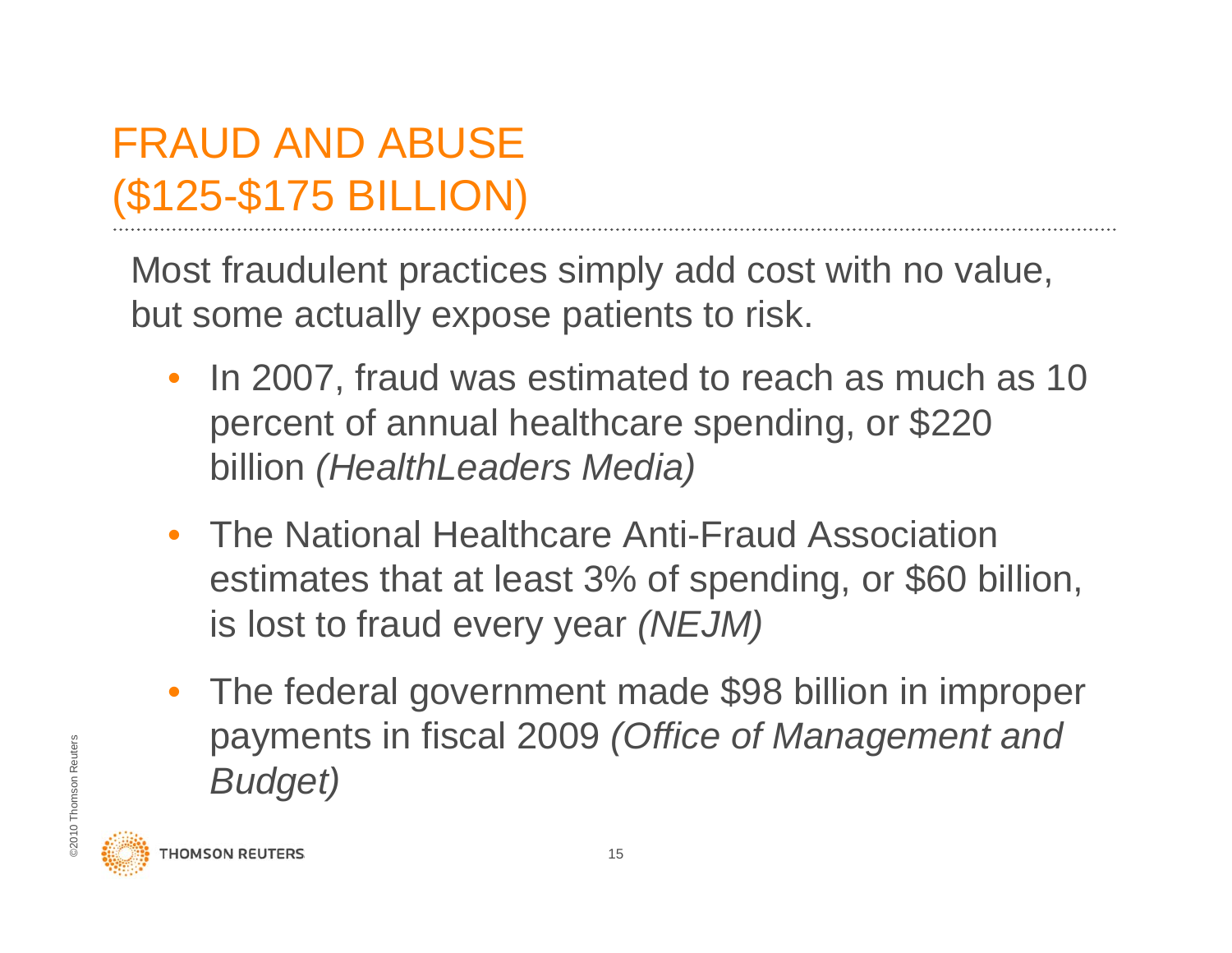# FRAUD AND ABUSE
# ($125-$175 BILLION)

Most fraudulent practices simply add cost with no value, but some actually expose patients to risk.

- In 2007, fraud was estimated to reach as much as 10 percent of annual healthcare spending, or $220 billion *(HealthLeaders Media)*
- The National Healthcare Anti-Fraud Association estimates that at least 3% of spending, or $60 billion, is lost to fraud every year *(NEJM)*
- The federal government made $98 billion in improper payments in fiscal 2009 *(Office of Management and Budget)*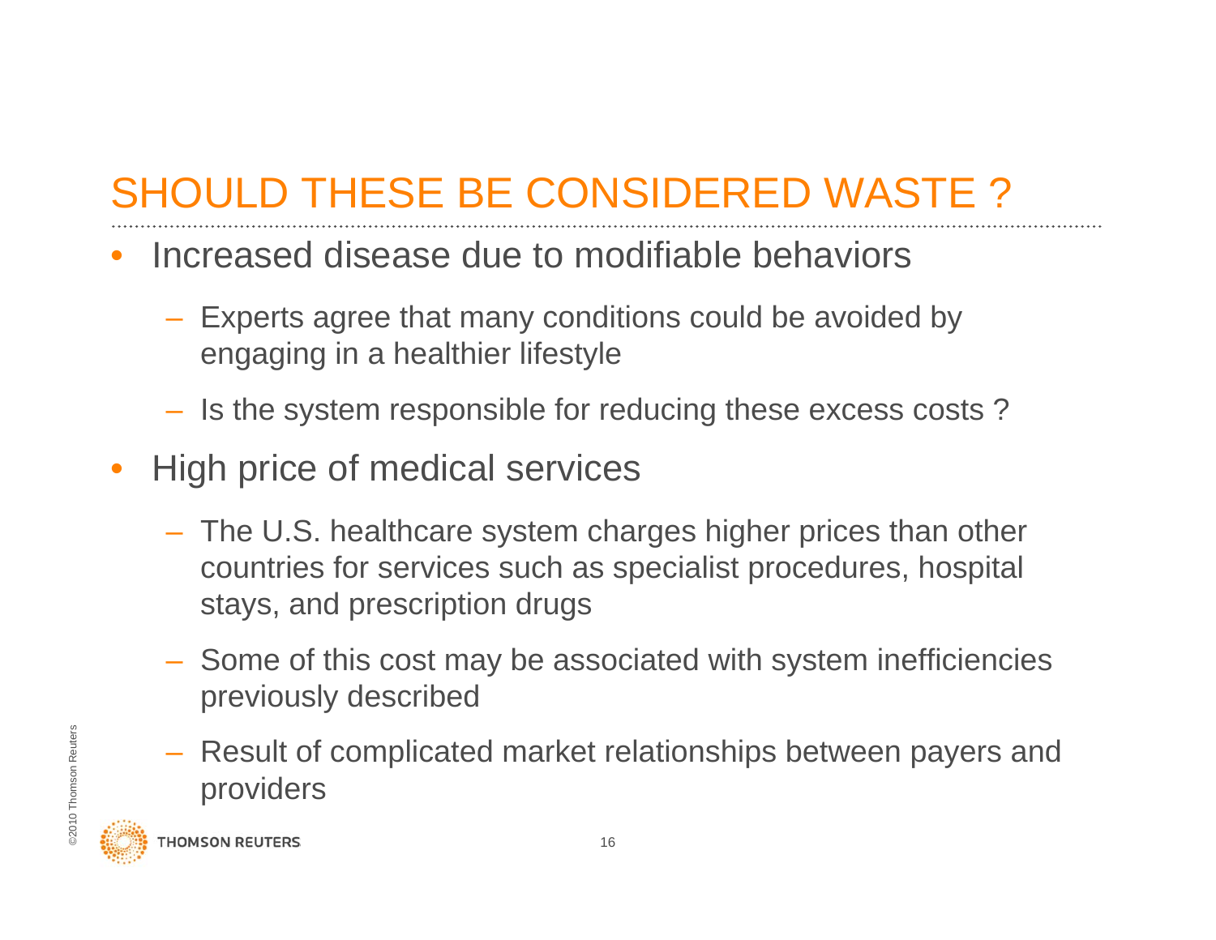# SHOULD THESE BE CONSIDERED WASTE ?

- Increased disease due to modifiable behaviors
  - Experts agree that many conditions could be avoided by engaging in a healthier lifestyle
  - Is the system responsible for reducing these excess costs ?
- High price of medical services
  - The U.S. healthcare system charges higher prices than other countries for services such as specialist procedures, hospital stays, and prescription drugs
  - Some of this cost may be associated with system inefficiencies previously described
  - Result of complicated market relationships between payers and providers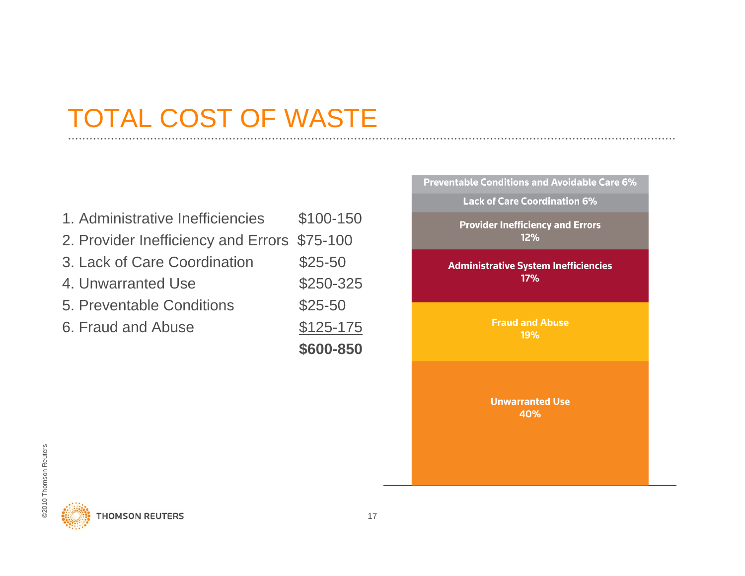# TOTAL COST OF WASTE

| | |
|---|---|
| 1. Administrative Inefficiencies | $100-150 |
| 2. Provider Inefficiency and Errors | $75-100 |
| 3. Lack of Care Coordination | $25-50 |
| 4. Unwarranted Use | $250-325 |
| 5. Preventable Conditions | $25-50 |
| 6. Fraud and Abuse | $125-175 |
| | **$600-850** |

| Category | Share |
|---|---|
| Preventable Conditions and Avoidable Care | 6% |
| Lack of Care Coordination | 6% |
| Provider Inefficiency and Errors | 12% |
| Administrative System Inefficiencies | 17% |
| Fraud and Abuse | 19% |
| Unwarranted Use | 40% |

©2010 Thomson Reuters

THOMSON REUTERS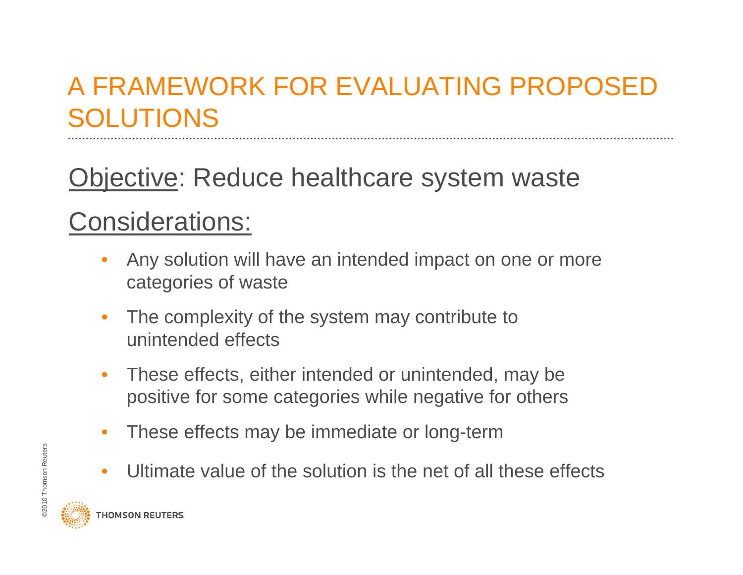# A FRAMEWORK FOR EVALUATING PROPOSED SOLUTIONS

Objective: Reduce healthcare system waste

Considerations:

- Any solution will have an intended impact on one or more categories of waste
- The complexity of the system may contribute to unintended effects
- These effects, either intended or unintended, may be positive for some categories while negative for others
- These effects may be immediate or long-term
- Ultimate value of the solution is the net of all these effects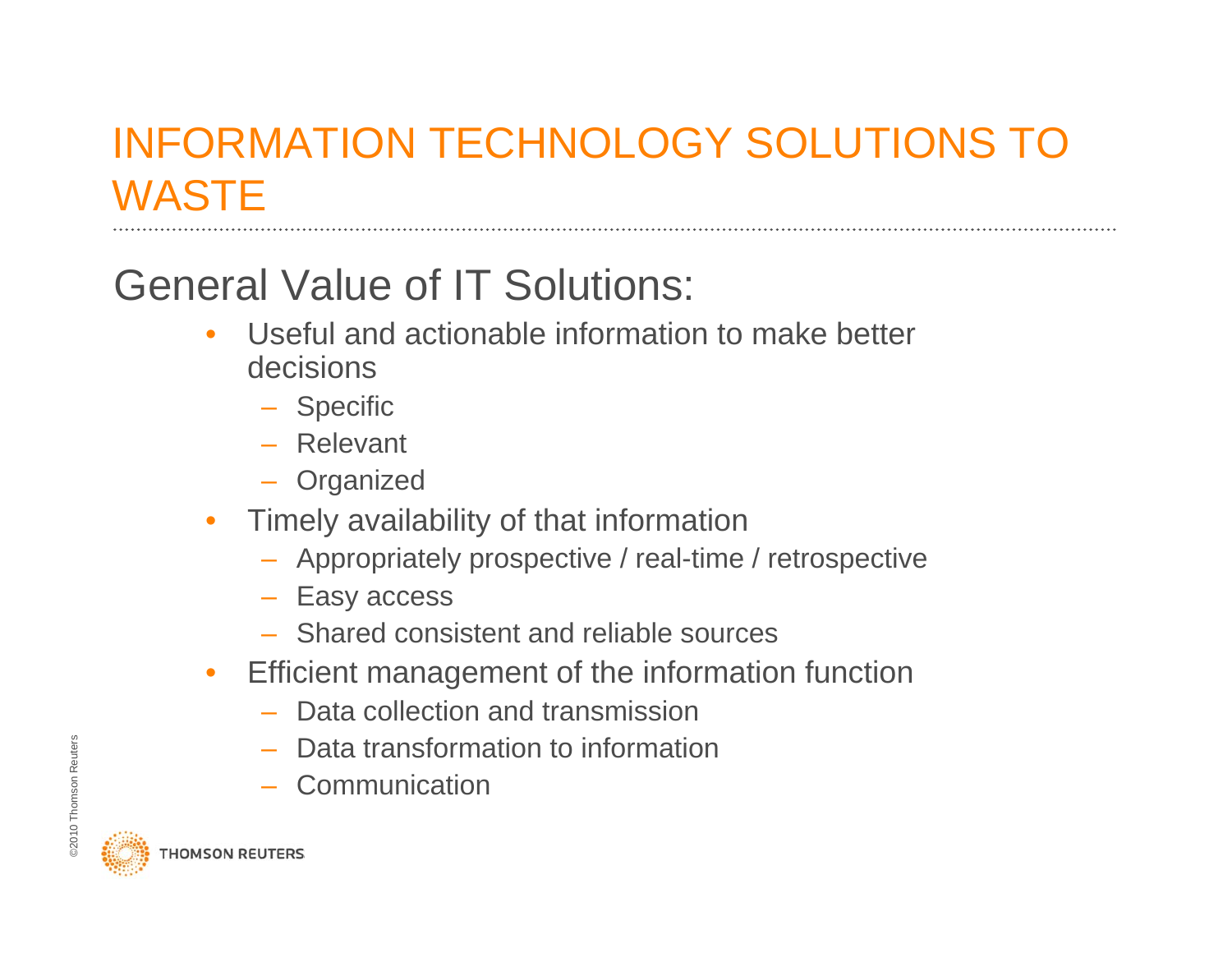# INFORMATION TECHNOLOGY SOLUTIONS TO WASTE

## General Value of IT Solutions:

- Useful and actionable information to make better decisions
  - Specific
  - Relevant
  - Organized
- Timely availability of that information
  - Appropriately prospective / real-time / retrospective
  - Easy access
  - Shared consistent and reliable sources
- Efficient management of the information function
  - Data collection and transmission
  - Data transformation to information
  - Communication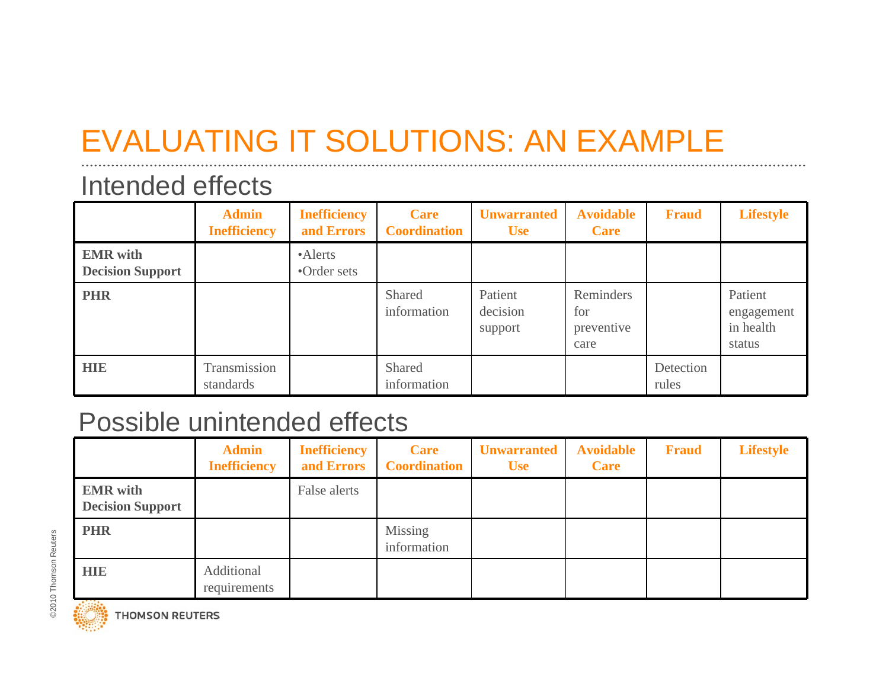# EVALUATING IT SOLUTIONS: AN EXAMPLE

## Intended effects

| | Admin Inefficiency | Inefficiency and Errors | Care Coordination | Unwarranted Use | Avoidable Care | Fraud | Lifestyle |
|---|---|---|---|---|---|---|---|
| **EMR with Decision Support** | | •Alerts •Order sets | | | | | |
| **PHR** | | | Shared information | Patient decision support | Reminders for preventive care | | Patient engagement in health status |
| **HIE** | Transmission standards | | Shared information | | | Detection rules | |

## Possible unintended effects

| | Admin Inefficiency | Inefficiency and Errors | Care Coordination | Unwarranted Use | Avoidable Care | Fraud | Lifestyle |
|---|---|---|---|---|---|---|---|
| **EMR with Decision Support** | | False alerts | | | | | |
| **PHR** | | | Missing information | | | | |
| **HIE** | Additional requirements | | | | | | |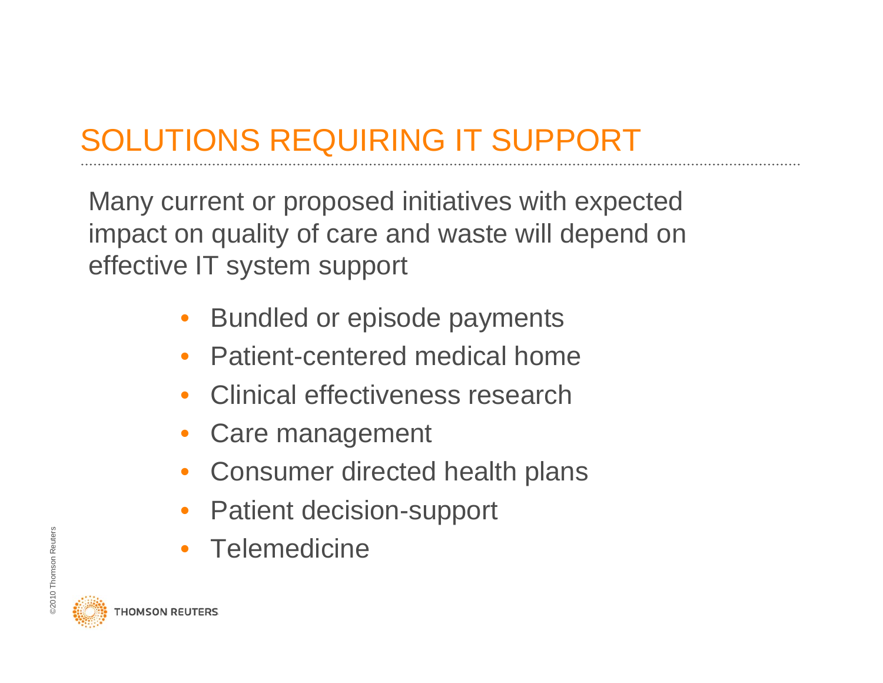# SOLUTIONS REQUIRING IT SUPPORT

Many current or proposed initiatives with expected impact on quality of care and waste will depend on effective IT system support

- Bundled or episode payments
- Patient-centered medical home
- Clinical effectiveness research
- Care management
- Consumer directed health plans
- Patient decision-support
- Telemedicine